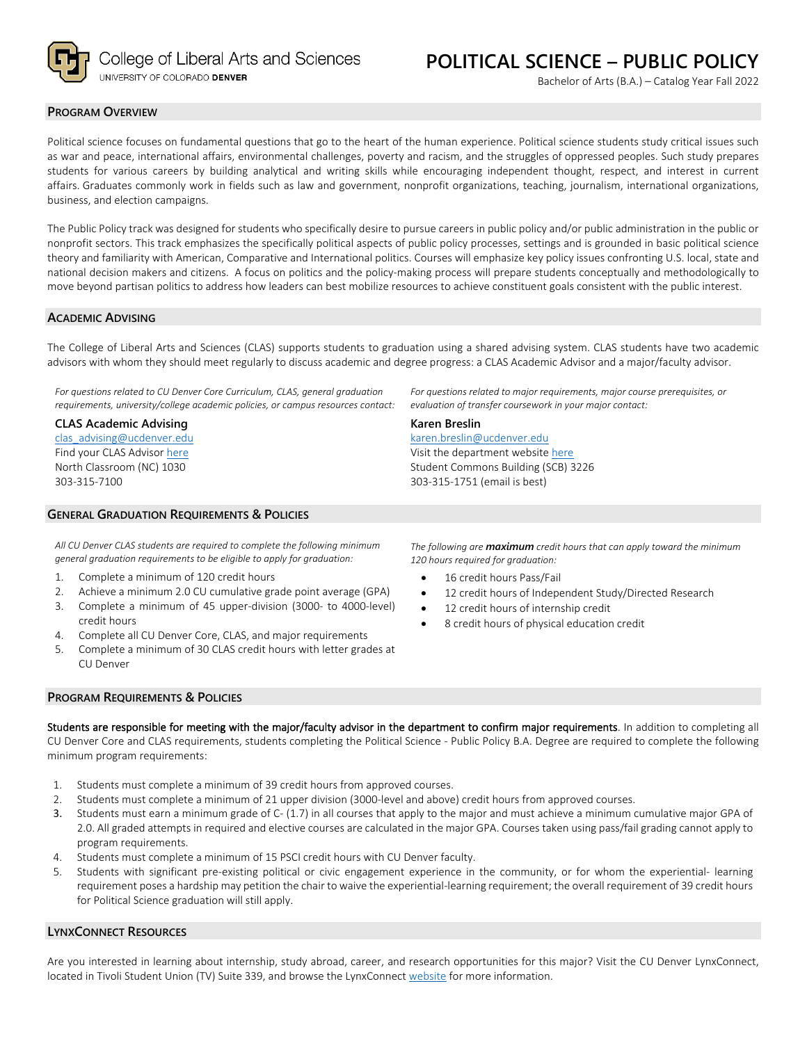College of Liberal Arts and Sciences
UNIVERSITY OF COLORADO **DENVER**

# POLITICAL SCIENCE – PUBLIC POLICY

Bachelor of Arts (B.A.) – Catalog Year Fall 2022

## PROGRAM OVERVIEW

Political science focuses on fundamental questions that go to the heart of the human experience. Political science students study critical issues such as war and peace, international affairs, environmental challenges, poverty and racism, and the struggles of oppressed peoples. Such study prepares students for various careers by building analytical and writing skills while encouraging independent thought, respect, and interest in current affairs. Graduates commonly work in fields such as law and government, nonprofit organizations, teaching, journalism, international organizations, business, and election campaigns.

The Public Policy track was designed for students who specifically desire to pursue careers in public policy and/or public administration in the public or nonprofit sectors. This track emphasizes the specifically political aspects of public policy processes, settings and is grounded in basic political science theory and familiarity with American, Comparative and International politics. Courses will emphasize key policy issues confronting U.S. local, state and national decision makers and citizens. A focus on politics and the policy-making process will prepare students conceptually and methodologically to move beyond partisan politics to address how leaders can best mobilize resources to achieve constituent goals consistent with the public interest.

## ACADEMIC ADVISING

The College of Liberal Arts and Sciences (CLAS) supports students to graduation using a shared advising system. CLAS students have two academic advisors with whom they should meet regularly to discuss academic and degree progress: a CLAS Academic Advisor and a major/faculty advisor.

*For questions related to CU Denver Core Curriculum, CLAS, general graduation requirements, university/college academic policies, or campus resources contact:*

**CLAS Academic Advising**
clas_advising@ucdenver.edu
Find your CLAS Advisor here
North Classroom (NC) 1030
303-315-7100

*For questions related to major requirements, major course prerequisites, or evaluation of transfer coursework in your major contact:*

**Karen Breslin**
karen.breslin@ucdenver.edu
Visit the department website here
Student Commons Building (SCB) 3226
303-315-1751 (email is best)

## GENERAL GRADUATION REQUIREMENTS & POLICIES

*All CU Denver CLAS students are required to complete the following minimum general graduation requirements to be eligible to apply for graduation:*

1. Complete a minimum of 120 credit hours
2. Achieve a minimum 2.0 CU cumulative grade point average (GPA)
3. Complete a minimum of 45 upper-division (3000- to 4000-level) credit hours
4. Complete all CU Denver Core, CLAS, and major requirements
5. Complete a minimum of 30 CLAS credit hours with letter grades at CU Denver

*The following are* ***maximum*** *credit hours that can apply toward the minimum 120 hours required for graduation:*

- 16 credit hours Pass/Fail
- 12 credit hours of Independent Study/Directed Research
- 12 credit hours of internship credit
- 8 credit hours of physical education credit

## PROGRAM REQUIREMENTS & POLICIES

**Students are responsible for meeting with the major/faculty advisor in the department to confirm major requirements**. In addition to completing all CU Denver Core and CLAS requirements, students completing the Political Science - Public Policy B.A. Degree are required to complete the following minimum program requirements:

1. Students must complete a minimum of 39 credit hours from approved courses.
2. Students must complete a minimum of 21 upper division (3000-level and above) credit hours from approved courses.
3. Students must earn a minimum grade of C- (1.7) in all courses that apply to the major and must achieve a minimum cumulative major GPA of 2.0. All graded attempts in required and elective courses are calculated in the major GPA. Courses taken using pass/fail grading cannot apply to program requirements.
4. Students must complete a minimum of 15 PSCI credit hours with CU Denver faculty.
5. Students with significant pre-existing political or civic engagement experience in the community, or for whom the experiential- learning requirement poses a hardship may petition the chair to waive the experiential-learning requirement; the overall requirement of 39 credit hours for Political Science graduation will still apply.

## LYNXCONNECT RESOURCES

Are you interested in learning about internship, study abroad, career, and research opportunities for this major? Visit the CU Denver LynxConnect, located in Tivoli Student Union (TV) Suite 339, and browse the LynxConnect website for more information.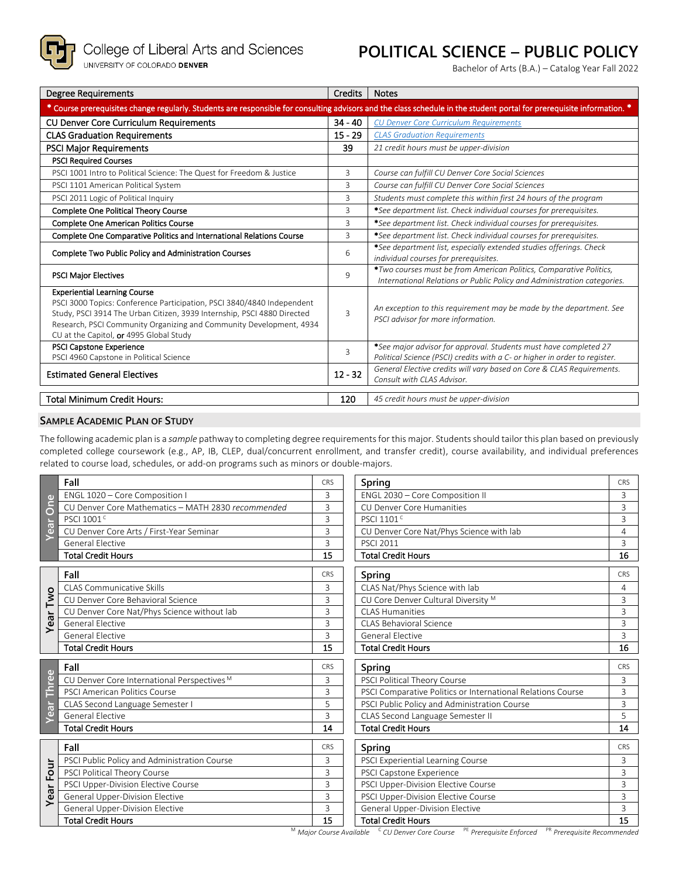College of Liberal Arts and Sciences
UNIVERSITY OF COLORADO DENVER

# POLITICAL SCIENCE – PUBLIC POLICY

Bachelor of Arts (B.A.) – Catalog Year Fall 2022

| Degree Requirements | Credits | Notes |
|---|---|---|
| * Course prerequisites change regularly. Students are responsible for consulting advisors and the class schedule in the student portal for prerequisite information. * | | |
| CU Denver Core Curriculum Requirements | 34 - 40 | *CU Denver Core Curriculum Requirements* |
| CLAS Graduation Requirements | 15 - 29 | *CLAS Graduation Requirements* |
| PSCI Major Requirements | 39 | *21 credit hours must be upper-division* |
| PSCI Required Courses | | |
| PSCI 1001 Intro to Political Science: The Quest for Freedom & Justice | 3 | *Course can fulfill CU Denver Core Social Sciences* |
| PSCI 1101 American Political System | 3 | *Course can fulfill CU Denver Core Social Sciences* |
| PSCI 2011 Logic of Political Inquiry | 3 | *Students must complete this within first 24 hours of the program* |
| Complete One Political Theory Course | 3 | **See department list. Check individual courses for prerequisites.* |
| Complete One American Politics Course | 3 | **See department list. Check individual courses for prerequisites.* |
| Complete One Comparative Politics and International Relations Course | 3 | **See department list. Check individual courses for prerequisites.* |
| Complete Two Public Policy and Administration Courses | 6 | **See department list, especially extended studies offerings. Check individual courses for prerequisites.* |
| PSCI Major Electives | 9 | **Two courses must be from American Politics, Comparative Politics, International Relations or Public Policy and Administration categories.* |
| Experiential Learning Course<br>PSCI 3000 Topics: Conference Participation, PSCI 3840/4840 Independent Study, PSCI 3914 The Urban Citizen, 3939 Internship, PSCI 4880 Directed Research, PSCI Community Organizing and Community Development, 4934 CU at the Capitol, **or** 4995 Global Study | 3 | *An exception to this requirement may be made by the department. See PSCI advisor for more information.* |
| PSCI Capstone Experience<br>PSCI 4960 Capstone in Political Science | 3 | **See major advisor for approval. Students must have completed 27 Political Science (PSCI) credits with a C- or higher in order to register.* |
| Estimated General Electives | 12 - 32 | *General Elective credits will vary based on Core & CLAS Requirements. Consult with CLAS Advisor.* |
| Total Minimum Credit Hours: | 120 | *45 credit hours must be upper-division* |

## Sample Academic Plan of Study

The following academic plan is a *sample* pathway to completing degree requirements for this major. Students should tailor this plan based on previously completed college coursework (e.g., AP, IB, CLEP, dual/concurrent enrollment, and transfer credit), course availability, and individual preferences related to course load, schedules, or add-on programs such as minors or double-majors.

### Year One

| Fall | CRS | Spring | CRS |
|---|---|---|---|
| ENGL 1020 – Core Composition I | 3 | ENGL 2030 – Core Composition II | 3 |
| CU Denver Core Mathematics – MATH 2830 *recommended* | 3 | CU Denver Core Humanities | 3 |
| PSCI 1001 [C] | 3 | PSCI 1101 [C] | 3 |
| CU Denver Core Arts / First-Year Seminar | 3 | CU Denver Core Nat/Phys Science with lab | 4 |
| General Elective | 3 | PSCI 2011 | 3 |
| **Total Credit Hours** | **15** | **Total Credit Hours** | **16** |

### Year Two

| Fall | CRS | Spring | CRS |
|---|---|---|---|
| CLAS Communicative Skills | 3 | CLAS Nat/Phys Science with lab | 4 |
| CU Denver Core Behavioral Science | 3 | CU Core Denver Cultural Diversity [M] | 3 |
| CU Denver Core Nat/Phys Science without lab | 3 | CLAS Humanities | 3 |
| General Elective | 3 | CLAS Behavioral Science | 3 |
| General Elective | 3 | General Elective | 3 |
| **Total Credit Hours** | **15** | **Total Credit Hours** | **16** |

### Year Three

| Fall | CRS | Spring | CRS |
|---|---|---|---|
| CU Denver Core International Perspectives [M] | 3 | PSCI Political Theory Course | 3 |
| PSCI American Politics Course | 3 | PSCI Comparative Politics or International Relations Course | 3 |
| CLAS Second Language Semester I | 5 | PSCI Public Policy and Administration Course | 3 |
| General Elective | 3 | CLAS Second Language Semester II | 5 |
| **Total Credit Hours** | **14** | **Total Credit Hours** | **14** |

### Year Four

| Fall | CRS | Spring | CRS |
|---|---|---|---|
| PSCI Public Policy and Administration Course | 3 | PSCI Experiential Learning Course | 3 |
| PSCI Political Theory Course | 3 | PSCI Capstone Experience | 3 |
| PSCI Upper-Division Elective Course | 3 | PSCI Upper-Division Elective Course | 3 |
| General Upper-Division Elective | 3 | PSCI Upper-Division Elective Course | 3 |
| General Upper-Division Elective | 3 | General Upper-Division Elective | 3 |
| **Total Credit Hours** | **15** | **Total Credit Hours** | **15** |

[M] *Major Course Available* [C] *CU Denver Core Course* [PE] *Prerequisite Enforced* [PR] *Prerequisite Recommended*